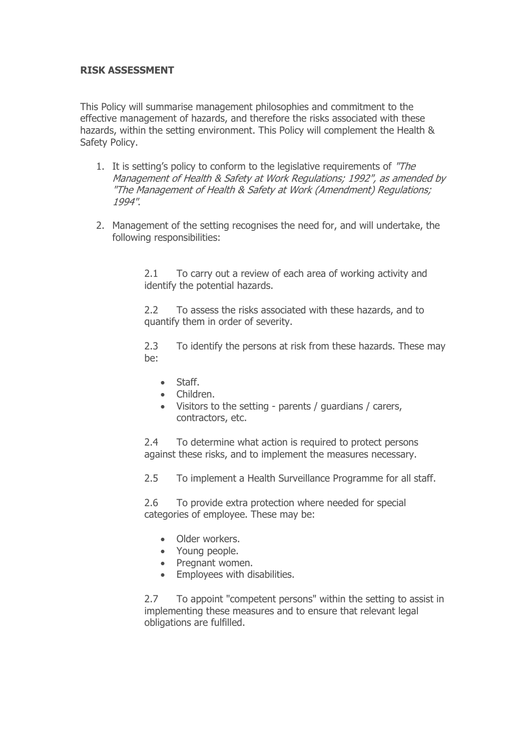**RISK ASSESSMENT**

This Policy will summarise management philosophies and commitment to the effective management of hazards, and therefore the risks associated with these hazards, within the setting environment. This Policy will complement the Health & Safety Policy.

1. It is setting's policy to conform to the legislative requirements of *"The Management of Health & Safety at Work Regulations; 1992", as amended by "The Management of Health & Safety at Work (Amendment) Regulations; 1994"*.

2. Management of the setting recognises the need for, and will undertake, the following responsibilities:

   2.1 To carry out a review of each area of working activity and identify the potential hazards.

   2.2 To assess the risks associated with these hazards, and to quantify them in order of severity.

   2.3 To identify the persons at risk from these hazards. These may be:

   - Staff.
   - Children.
   - Visitors to the setting - parents / guardians / carers, contractors, etc.

   2.4 To determine what action is required to protect persons against these risks, and to implement the measures necessary.

   2.5 To implement a Health Surveillance Programme for all staff.

   2.6 To provide extra protection where needed for special categories of employee. These may be:

   - Older workers.
   - Young people.
   - Pregnant women.
   - Employees with disabilities.

   2.7 To appoint "competent persons" within the setting to assist in implementing these measures and to ensure that relevant legal obligations are fulfilled.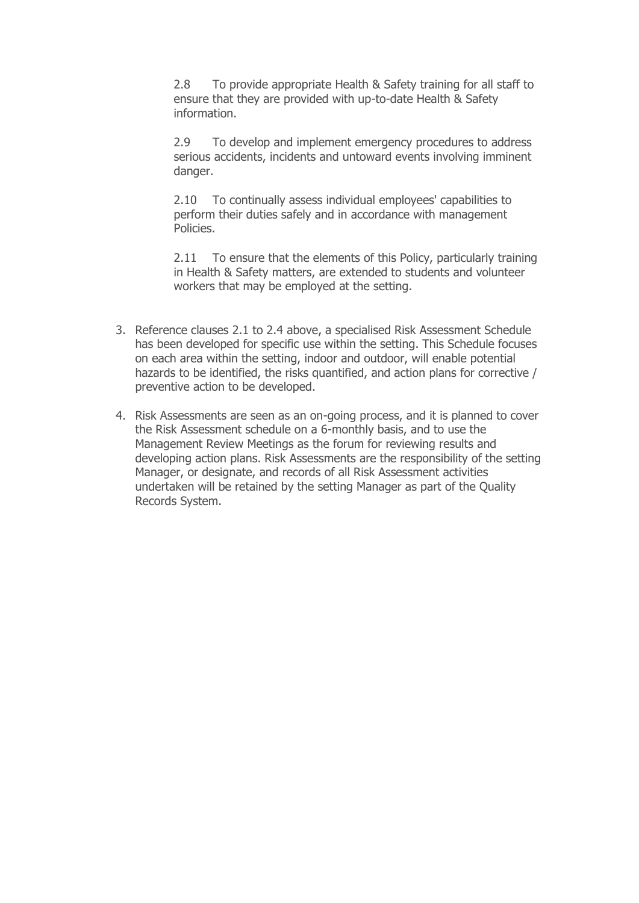2.8 To provide appropriate Health & Safety training for all staff to ensure that they are provided with up-to-date Health & Safety information.

2.9 To develop and implement emergency procedures to address serious accidents, incidents and untoward events involving imminent danger.

2.10 To continually assess individual employees' capabilities to perform their duties safely and in accordance with management Policies.

2.11 To ensure that the elements of this Policy, particularly training in Health & Safety matters, are extended to students and volunteer workers that may be employed at the setting.

3. Reference clauses 2.1 to 2.4 above, a specialised Risk Assessment Schedule has been developed for specific use within the setting. This Schedule focuses on each area within the setting, indoor and outdoor, will enable potential hazards to be identified, the risks quantified, and action plans for corrective / preventive action to be developed.

4. Risk Assessments are seen as an on-going process, and it is planned to cover the Risk Assessment schedule on a 6-monthly basis, and to use the Management Review Meetings as the forum for reviewing results and developing action plans. Risk Assessments are the responsibility of the setting Manager, or designate, and records of all Risk Assessment activities undertaken will be retained by the setting Manager as part of the Quality Records System.